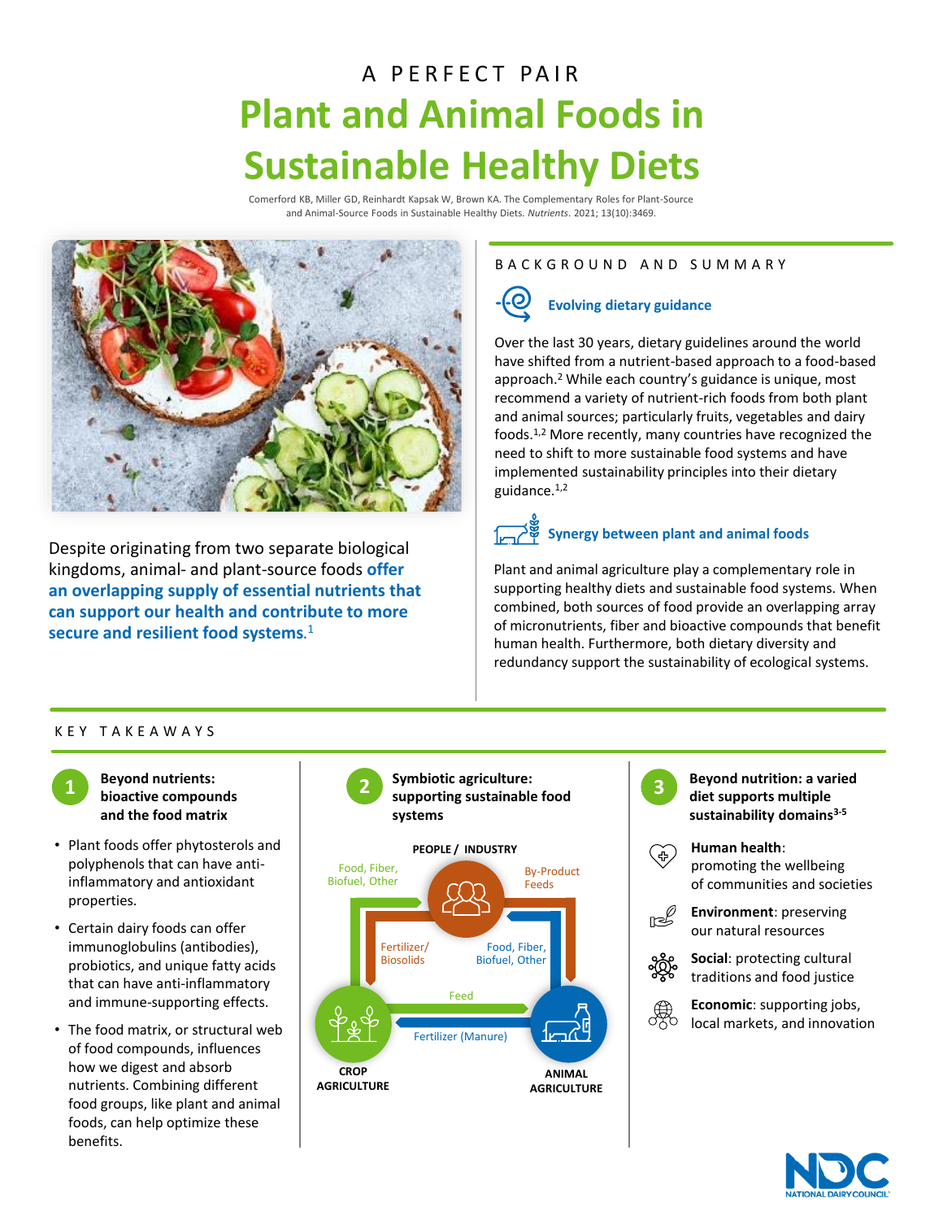A PERFECT PAIR

# Plant and Animal Foods in Sustainable Healthy Diets

Comerford KB, Miller GD, Reinhardt Kapsak W, Brown KA. The Complementary Roles for Plant-Source and Animal-Source Foods in Sustainable Healthy Diets. *Nutrients*. 2021; 13(10):3469.

Despite originating from two separate biological kingdoms, animal- and plant-source foods **offer an overlapping supply of essential nutrients that can support our health and contribute to more secure and resilient food systems.**[1]

## BACKGROUND AND SUMMARY

### Evolving dietary guidance

Over the last 30 years, dietary guidelines around the world have shifted from a nutrient-based approach to a food-based approach.[2] While each country's guidance is unique, most recommend a variety of nutrient-rich foods from both plant and animal sources; particularly fruits, vegetables and dairy foods.[1,2] More recently, many countries have recognized the need to shift to more sustainable food systems and have implemented sustainability principles into their dietary guidance.[1,2]

### Synergy between plant and animal foods

Plant and animal agriculture play a complementary role in supporting healthy diets and sustainable food systems. When combined, both sources of food provide an overlapping array of micronutrients, fiber and bioactive compounds that benefit human health. Furthermore, both dietary diversity and redundancy support the sustainability of ecological systems.

## KEY TAKEAWAYS

### 1 Beyond nutrients: bioactive compounds and the food matrix

- Plant foods offer phytosterols and polyphenols that can have anti-inflammatory and antioxidant properties.
- Certain dairy foods can offer immunoglobulins (antibodies), probiotics, and unique fatty acids that can have anti-inflammatory and immune-supporting effects.
- The food matrix, or structural web of food compounds, influences how we digest and absorb nutrients. Combining different food groups, like plant and animal foods, can help optimize these benefits.

### 2 Symbiotic agriculture: supporting sustainable food systems

PEOPLE / INDUSTRY

- Crop agriculture → People / Industry: Food, Fiber, Biofuel, Other
- People / Industry → Crop agriculture: Fertilizer/ Biosolids
- People / Industry → Animal agriculture: By-Product Feeds
- Animal agriculture → People / Industry: Food, Fiber, Biofuel, Other
- Crop agriculture → Animal agriculture: Feed
- Animal agriculture → Crop agriculture: Fertilizer (Manure)

CROP AGRICULTURE

ANIMAL AGRICULTURE

### 3 Beyond nutrition: a varied diet supports multiple sustainability domains[3-5]

- **Human health**: promoting the wellbeing of communities and societies
- **Environment**: preserving our natural resources
- **Social**: protecting cultural traditions and food justice
- **Economic**: supporting jobs, local markets, and innovation

NDC NATIONAL DAIRY COUNCIL®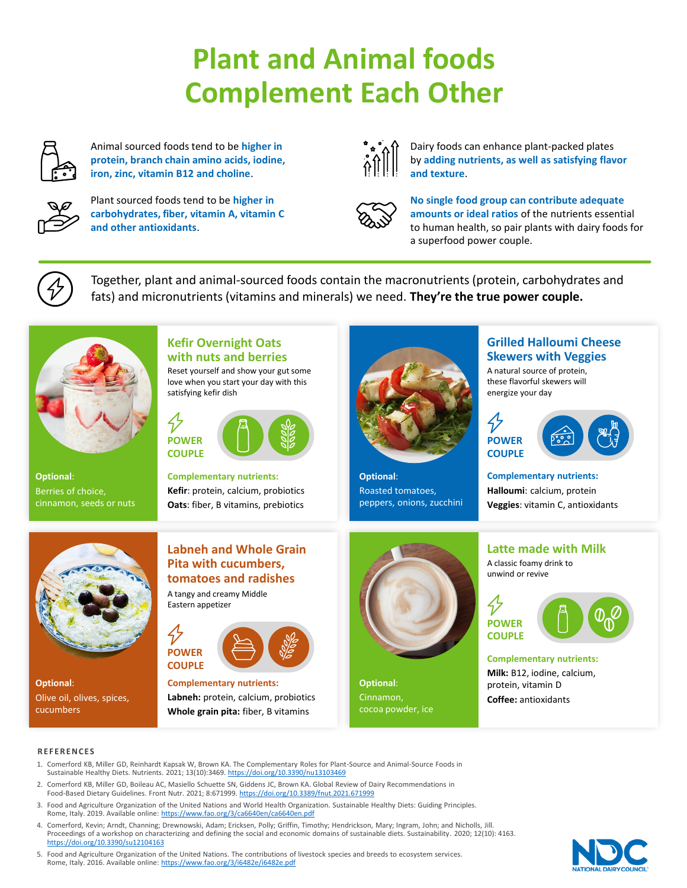# Plant and Animal foods Complement Each Other

Animal sourced foods tend to be **higher in protein, branch chain amino acids, iodine, iron, zinc, vitamin B12 and choline**.

Plant sourced foods tend to be **higher in carbohydrates, fiber, vitamin A, vitamin C and other antioxidants**.

Dairy foods can enhance plant-packed plates by **adding nutrients, as well as satisfying flavor and texture**.

**No single food group can contribute adequate amounts or ideal ratios** of the nutrients essential to human health, so pair plants with dairy foods for a superfood power couple.

Together, plant and animal-sourced foods contain the macronutrients (protein, carbohydrates and fats) and micronutrients (vitamins and minerals) we need. **They're the true power couple.**

## Kefir Overnight Oats with nuts and berries

Reset yourself and show your gut some love when you start your day with this satisfying kefir dish

POWER COUPLE

**Complementary nutrients:**

**Kefir**: protein, calcium, probiotics

**Oats**: fiber, B vitamins, prebiotics

**Optional**: Berries of choice, cinnamon, seeds or nuts

## Grilled Halloumi Cheese Skewers with Veggies

A natural source of protein, these flavorful skewers will energize your day

POWER COUPLE

**Complementary nutrients:**

**Halloumi**: calcium, protein

**Veggies**: vitamin C, antioxidants

**Optional**: Roasted tomatoes, peppers, onions, zucchini

## Labneh and Whole Grain Pita with cucumbers, tomatoes and radishes

A tangy and creamy Middle Eastern appetizer

POWER COUPLE

**Complementary nutrients:**

**Labneh:** protein, calcium, probiotics

**Whole grain pita:** fiber, B vitamins

**Optional**: Olive oil, olives, spices, cucumbers

## Latte made with Milk

A classic foamy drink to unwind or revive

POWER COUPLE

**Complementary nutrients:**

**Milk:** B12, iodine, calcium, protein, vitamin D

**Coffee:** antioxidants

**Optional**: Cinnamon, cocoa powder, ice

### REFERENCES

1. Comerford KB, Miller GD, Reinhardt Kapsak W, Brown KA. The Complementary Roles for Plant-Source and Animal-Source Foods in Sustainable Healthy Diets. Nutrients. 2021; 13(10):3469. https://doi.org/10.3390/nu13103469
2. Comerford KB, Miller GD, Boileau AC, Masiello Schuette SN, Giddens JC, Brown KA. Global Review of Dairy Recommendations in Food-Based Dietary Guidelines. Front Nutr. 2021; 8:671999. https://doi.org/10.3389/fnut.2021.671999
3. Food and Agriculture Organization of the United Nations and World Health Organization. Sustainable Healthy Diets: Guiding Principles. Rome, Italy. 2019. Available online: https://www.fao.org/3/ca6640en/ca6640en.pdf
4. Comerford, Kevin; Arndt, Channing; Drewnowski, Adam; Ericksen, Polly; Griffin, Timothy; Hendrickson, Mary; Ingram, John; and Nicholls, Jill. Proceedings of a workshop on characterizing and defining the social and economic domains of sustainable diets. Sustainability. 2020; 12(10): 4163. https://doi.org/10.3390/su12104163
5. Food and Agriculture Organization of the United Nations. The contributions of livestock species and breeds to ecosystem services. Rome, Italy. 2016. Available online: https://www.fao.org/3/i6482e/i6482e.pdf

NDC NATIONAL DAIRY COUNCIL